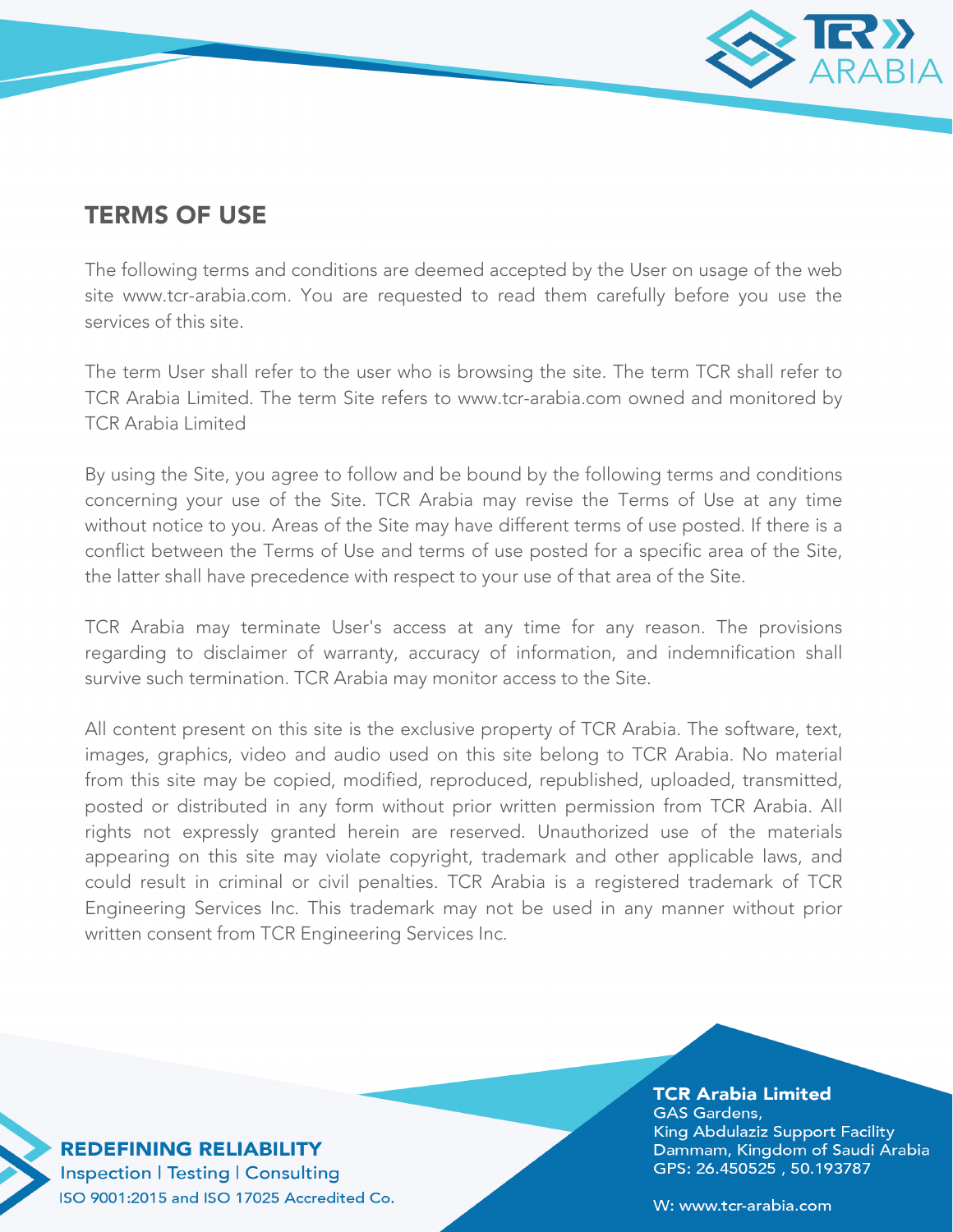# TERMS OF USE

The following terms and conditions are deemed accepted by the User on usage of the web site www.tcr-arabia.com. You are requested to read them carefully before you use the services of this site.

The term User shall refer to the user who is browsing the site. The term TCR shall refer to TCR Arabia Limited. The term Site refers to www.tcr-arabia.com owned and monitored by TCR Arabia Limited

By using the Site, you agree to follow and be bound by the following terms and conditions concerning your use of the Site. TCR Arabia may revise the Terms of Use at any time without notice to you. Areas of the Site may have different terms of use posted. If there is a conflict between the Terms of Use and terms of use posted for a specific area of the Site, the latter shall have precedence with respect to your use of that area of the Site.

TCR Arabia may terminate User's access at any time for any reason. The provisions regarding to disclaimer of warranty, accuracy of information, and indemnification shall survive such termination. TCR Arabia may monitor access to the Site.

All content present on this site is the exclusive property of TCR Arabia. The software, text, images, graphics, video and audio used on this site belong to TCR Arabia. No material from this site may be copied, modified, reproduced, republished, uploaded, transmitted, posted or distributed in any form without prior written permission from TCR Arabia. All rights not expressly granted herein are reserved. Unauthorized use of the materials appearing on this site may violate copyright, trademark and other applicable laws, and could result in criminal or civil penalties. TCR Arabia is a registered trademark of TCR Engineering Services Inc. This trademark may not be used in any manner without prior written consent from TCR Engineering Services Inc.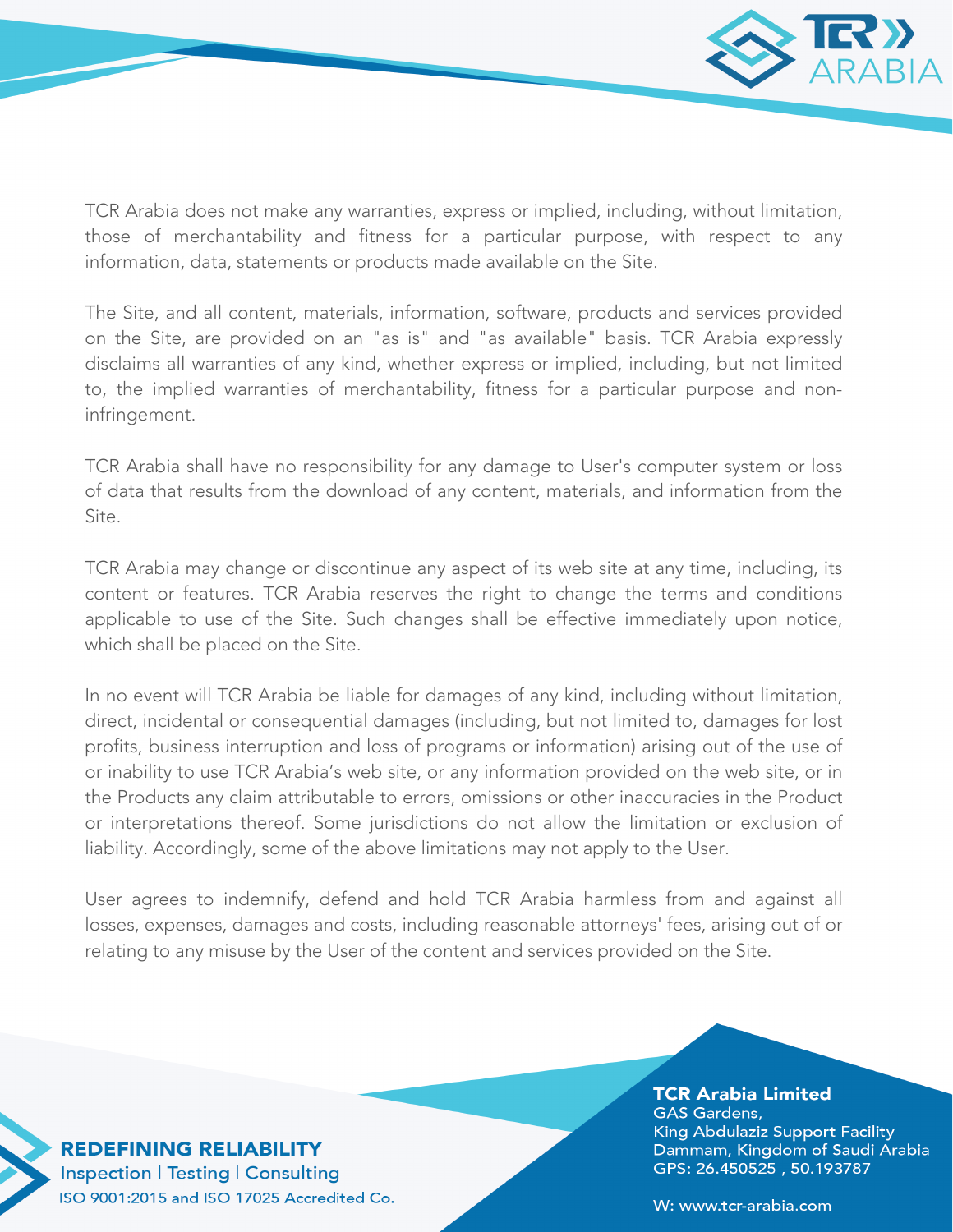TCR Arabia does not make any warranties, express or implied, including, without limitation, those of merchantability and fitness for a particular purpose, with respect to any information, data, statements or products made available on the Site.

The Site, and all content, materials, information, software, products and services provided on the Site, are provided on an "as is" and "as available" basis. TCR Arabia expressly disclaims all warranties of any kind, whether express or implied, including, but not limited to, the implied warranties of merchantability, fitness for a particular purpose and non-infringement.

TCR Arabia shall have no responsibility for any damage to User's computer system or loss of data that results from the download of any content, materials, and information from the Site.

TCR Arabia may change or discontinue any aspect of its web site at any time, including, its content or features. TCR Arabia reserves the right to change the terms and conditions applicable to use of the Site. Such changes shall be effective immediately upon notice, which shall be placed on the Site.

In no event will TCR Arabia be liable for damages of any kind, including without limitation, direct, incidental or consequential damages (including, but not limited to, damages for lost profits, business interruption and loss of programs or information) arising out of the use of or inability to use TCR Arabia's web site, or any information provided on the web site, or in the Products any claim attributable to errors, omissions or other inaccuracies in the Product or interpretations thereof. Some jurisdictions do not allow the limitation or exclusion of liability. Accordingly, some of the above limitations may not apply to the User.

User agrees to indemnify, defend and hold TCR Arabia harmless from and against all losses, expenses, damages and costs, including reasonable attorneys' fees, arising out of or relating to any misuse by the User of the content and services provided on the Site.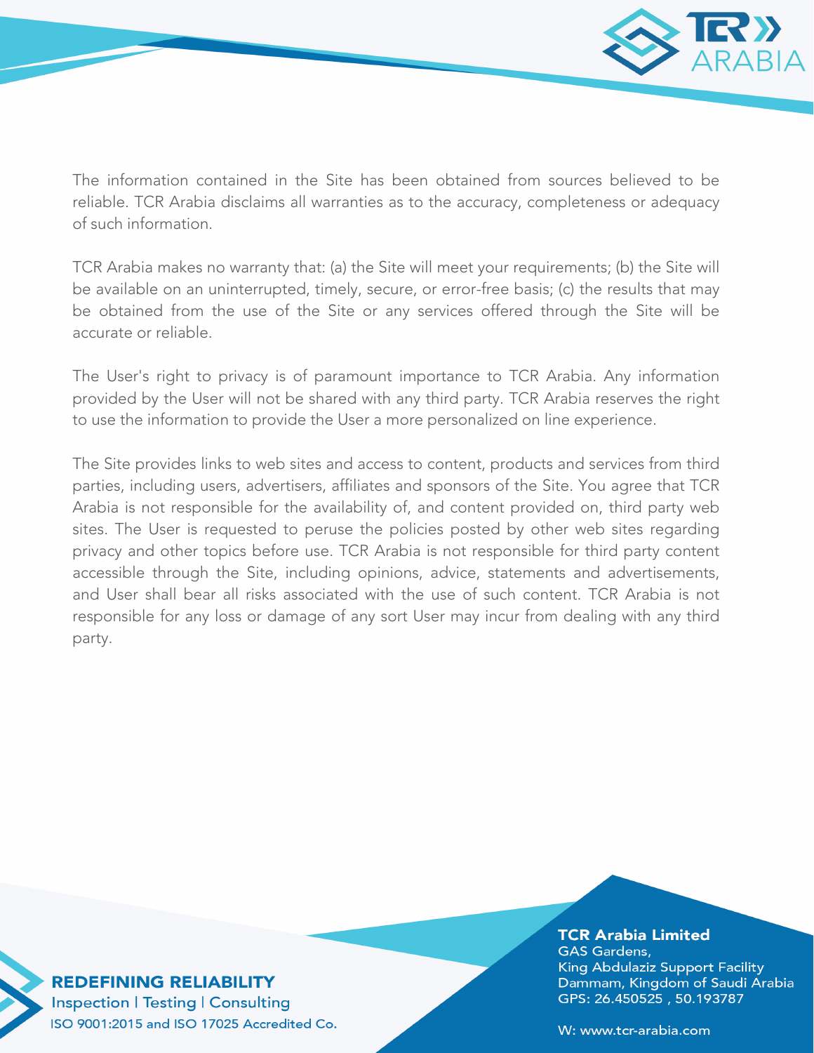The information contained in the Site has been obtained from sources believed to be reliable. TCR Arabia disclaims all warranties as to the accuracy, completeness or adequacy of such information.

TCR Arabia makes no warranty that: (a) the Site will meet your requirements; (b) the Site will be available on an uninterrupted, timely, secure, or error-free basis; (c) the results that may be obtained from the use of the Site or any services offered through the Site will be accurate or reliable.

The User's right to privacy is of paramount importance to TCR Arabia. Any information provided by the User will not be shared with any third party. TCR Arabia reserves the right to use the information to provide the User a more personalized on line experience.

The Site provides links to web sites and access to content, products and services from third parties, including users, advertisers, affiliates and sponsors of the Site. You agree that TCR Arabia is not responsible for the availability of, and content provided on, third party web sites. The User is requested to peruse the policies posted by other web sites regarding privacy and other topics before use. TCR Arabia is not responsible for third party content accessible through the Site, including opinions, advice, statements and advertisements, and User shall bear all risks associated with the use of such content. TCR Arabia is not responsible for any loss or damage of any sort User may incur from dealing with any third party.